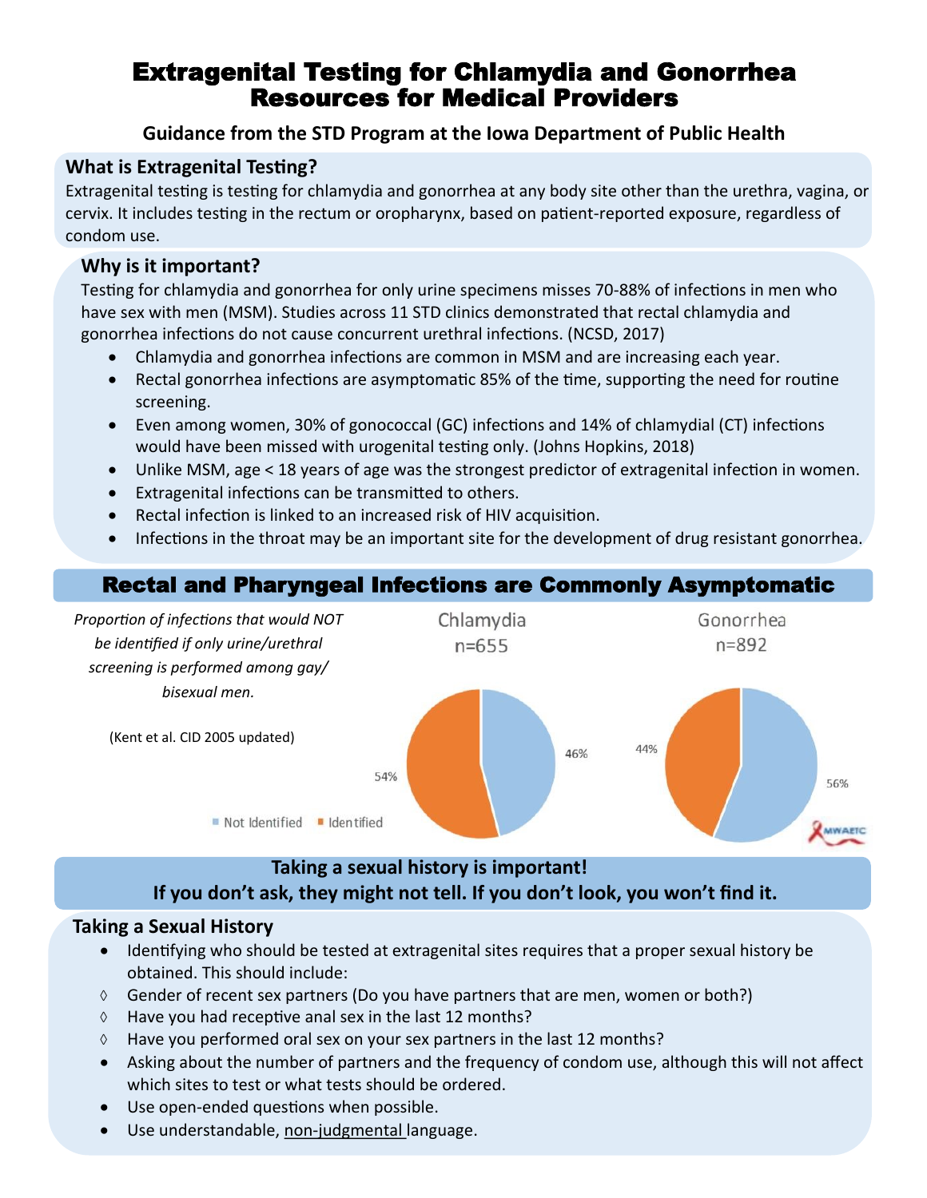# Extragenital Testing for Chlamydia and Gonorrhea Resources for Medical Providers

**Guidance from the STD Program at the Iowa Department of Public Health**

## What is Extragenital Testing?

Extragenital testing is testing for chlamydia and gonorrhea at any body site other than the urethra, vagina, or cervix. It includes testing in the rectum or oropharynx, based on patient-reported exposure, regardless of condom use.

## Why is it important?

Testing for chlamydia and gonorrhea for only urine specimens misses 70-88% of infections in men who have sex with men (MSM). Studies across 11 STD clinics demonstrated that rectal chlamydia and gonorrhea infections do not cause concurrent urethral infections. (NCSD, 2017)

- Chlamydia and gonorrhea infections are common in MSM and are increasing each year.
- Rectal gonorrhea infections are asymptomatic 85% of the time, supporting the need for routine screening.
- Even among women, 30% of gonococcal (GC) infections and 14% of chlamydial (CT) infections would have been missed with urogenital testing only. (Johns Hopkins, 2018)
- Unlike MSM, age < 18 years of age was the strongest predictor of extragenital infection in women.
- Extragenital infections can be transmitted to others.
- Rectal infection is linked to an increased risk of HIV acquisition.
- Infections in the throat may be an important site for the development of drug resistant gonorrhea.

## Rectal and Pharyngeal Infections are Commonly Asymptomatic

*Proportion of infections that would NOT be identified if only urine/urethral screening is performed among gay/bisexual men.*

(Kent et al. CID 2005 updated)

| | Chlamydia n=655 | Gonorrhea n=892 |
|---|---|---|
| Not Identified | 46% | 56% |
| Identified | 54% | 44% |

MWAETC

**Taking a sexual history is important!**
**If you don't ask, they might not tell. If you don't look, you won't find it.**

## Taking a Sexual History

- Identifying who should be tested at extragenital sites requires that a proper sexual history be obtained. This should include:
  - ◊ Gender of recent sex partners (Do you have partners that are men, women or both?)
  - ◊ Have you had receptive anal sex in the last 12 months?
  - ◊ Have you performed oral sex on your sex partners in the last 12 months?
- Asking about the number of partners and the frequency of condom use, although this will not affect which sites to test or what tests should be ordered.
- Use open-ended questions when possible.
- Use understandable, non-judgmental language.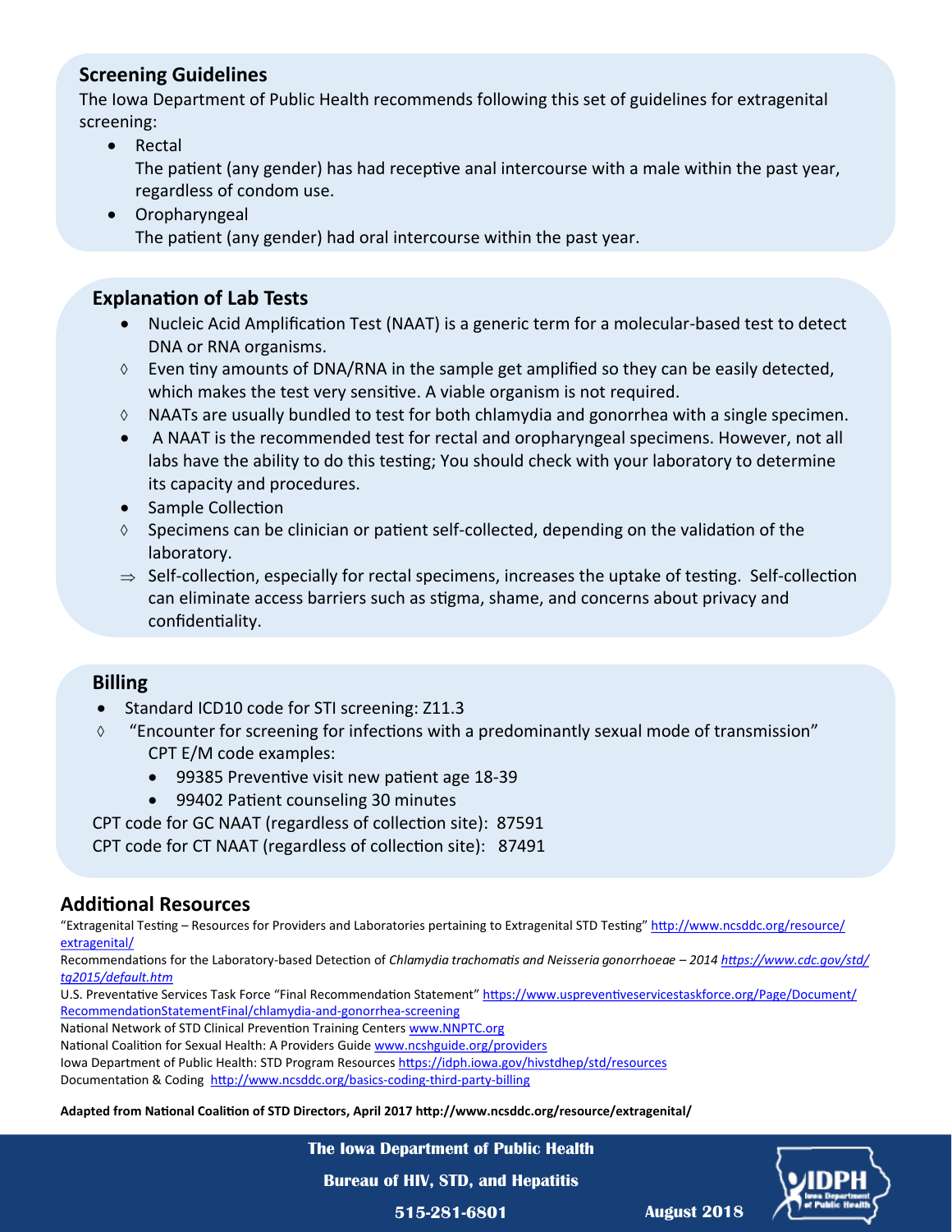## Screening Guidelines

The Iowa Department of Public Health recommends following this set of guidelines for extragenital screening:

- Rectal
  The patient (any gender) has had receptive anal intercourse with a male within the past year, regardless of condom use.
- Oropharyngeal
  The patient (any gender) had oral intercourse within the past year.

## Explanation of Lab Tests

- Nucleic Acid Amplification Test (NAAT) is a generic term for a molecular-based test to detect DNA or RNA organisms.
  - ◊ Even tiny amounts of DNA/RNA in the sample get amplified so they can be easily detected, which makes the test very sensitive. A viable organism is not required.
  - ◊ NAATs are usually bundled to test for both chlamydia and gonorrhea with a single specimen.
- A NAAT is the recommended test for rectal and oropharyngeal specimens. However, not all labs have the ability to do this testing; You should check with your laboratory to determine its capacity and procedures.
- Sample Collection
  - ◊ Specimens can be clinician or patient self-collected, depending on the validation of the laboratory.
    - ⇒ Self-collection, especially for rectal specimens, increases the uptake of testing. Self-collection can eliminate access barriers such as stigma, shame, and concerns about privacy and confidentiality.

## Billing

- Standard ICD10 code for STI screening: Z11.3
  - ◊ "Encounter for screening for infections with a predominantly sexual mode of transmission"

  CPT E/M code examples:
  - 99385 Preventive visit new patient age 18-39
  - 99402 Patient counseling 30 minutes

CPT code for GC NAAT (regardless of collection site): 87591

CPT code for CT NAAT (regardless of collection site): 87491

## Additional Resources

"Extragenital Testing – Resources for Providers and Laboratories pertaining to Extragenital STD Testing" http://www.ncsddc.org/resource/extragenital/

Recommendations for the Laboratory-based Detection of *Chlamydia trachomatis and Neisseria gonorrhoeae – 2014* *https://www.cdc.gov/std/tg2015/default.htm*

U.S. Preventative Services Task Force "Final Recommendation Statement" https://www.uspreventiveservicestaskforce.org/Page/Document/RecommendationStatementFinal/chlamydia-and-gonorrhea-screening

National Network of STD Clinical Prevention Training Centers www.NNPTC.org

National Coalition for Sexual Health: A Providers Guide www.ncshguide.org/providers

Iowa Department of Public Health: STD Program Resources https://idph.iowa.gov/hivstdhep/std/resources

Documentation & Coding http://www.ncsddc.org/basics-coding-third-party-billing

**Adapted from National Coalition of STD Directors, April 2017 http://www.ncsddc.org/resource/extragenital/**

**The Iowa Department of Public Health**

**Bureau of HIV, STD, and Hepatitis**

**515-281-6801** **August 2018**